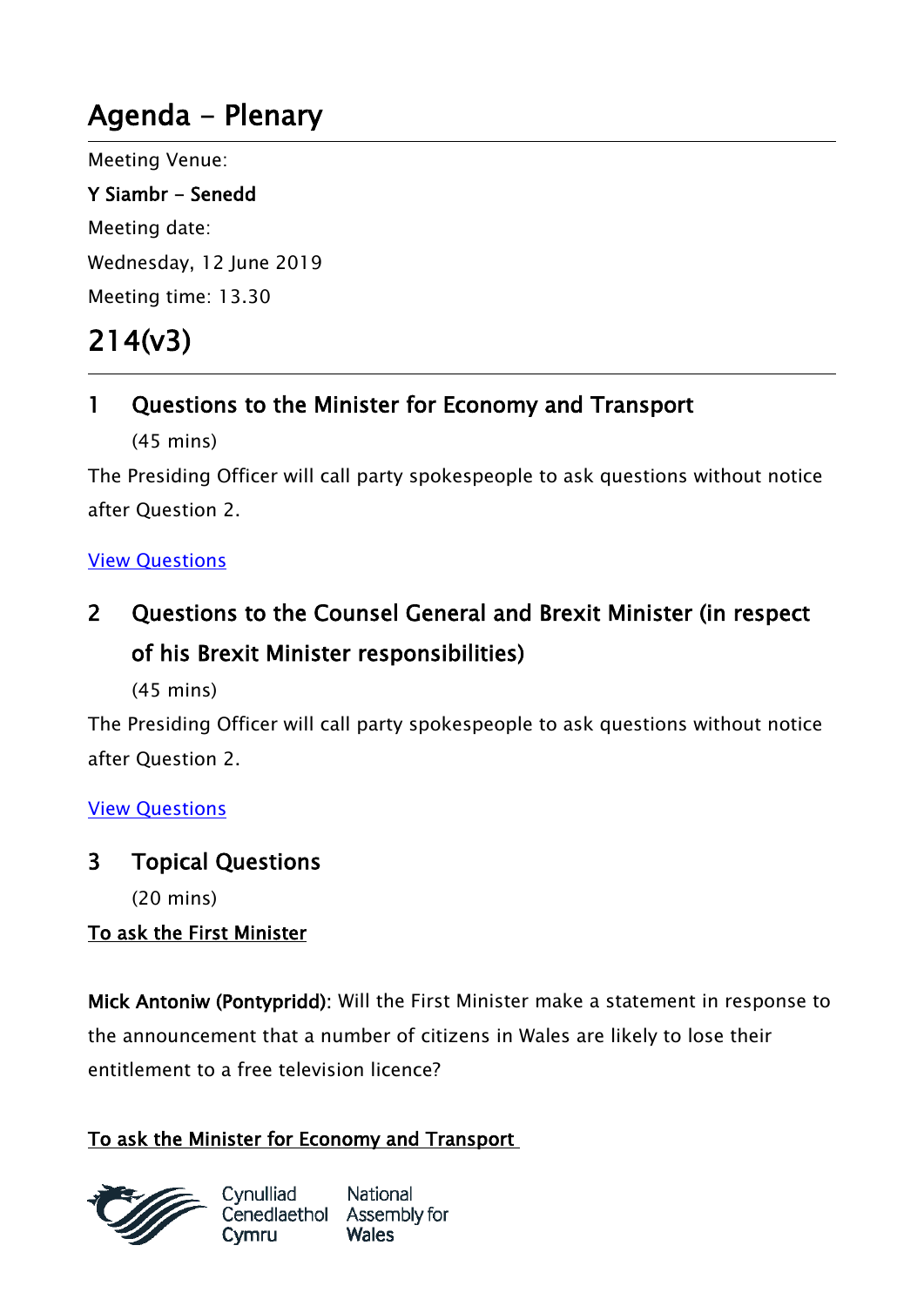# Agenda - Plenary

Meeting Venue:

**Y Siambr - Senedd**

Meeting date:

Wednesday, 12 June 2019

Meeting time: 13.30

# 214(v3)

## 1 Questions to the Minister for Economy and Transport

(45 mins)

The Presiding Officer will call party spokespeople to ask questions without notice after Question 2.

View Questions

## 2 Questions to the Counsel General and Brexit Minister (in respect of his Brexit Minister responsibilities)

(45 mins)

The Presiding Officer will call party spokespeople to ask questions without notice after Question 2.

View Questions

## 3 Topical Questions

(20 mins)

**To ask the First Minister**

**Mick Antoniw (Pontypridd):** Will the First Minister make a statement in response to the announcement that a number of citizens in Wales are likely to lose their entitlement to a free television licence?

**To ask the Minister for Economy and Transport**

Cynulliad Cenedlaethol Cymru
National Assembly for Wales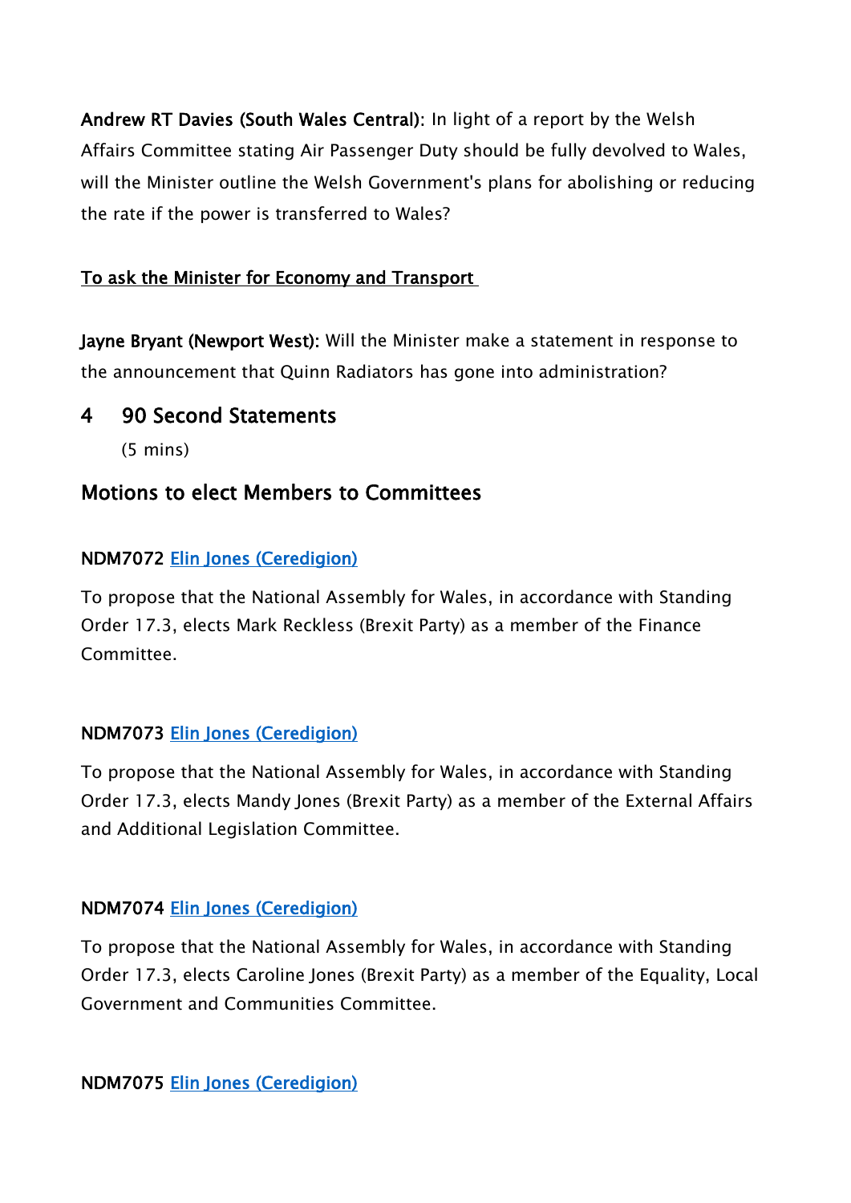**Andrew RT Davies (South Wales Central)**: In light of a report by the Welsh Affairs Committee stating Air Passenger Duty should be fully devolved to Wales, will the Minister outline the Welsh Government's plans for abolishing or reducing the rate if the power is transferred to Wales?

**To ask the Minister for Economy and Transport**

**Jayne Bryant (Newport West):** Will the Minister make a statement in response to the announcement that Quinn Radiators has gone into administration?

## 4 90 Second Statements

(5 mins)

## Motions to elect Members to Committees

**NDM7072** Elin Jones (Ceredigion)

To propose that the National Assembly for Wales, in accordance with Standing Order 17.3, elects Mark Reckless (Brexit Party) as a member of the Finance Committee.

**NDM7073** Elin Jones (Ceredigion)

To propose that the National Assembly for Wales, in accordance with Standing Order 17.3, elects Mandy Jones (Brexit Party) as a member of the External Affairs and Additional Legislation Committee.

**NDM7074** Elin Jones (Ceredigion)

To propose that the National Assembly for Wales, in accordance with Standing Order 17.3, elects Caroline Jones (Brexit Party) as a member of the Equality, Local Government and Communities Committee.

**NDM7075** Elin Jones (Ceredigion)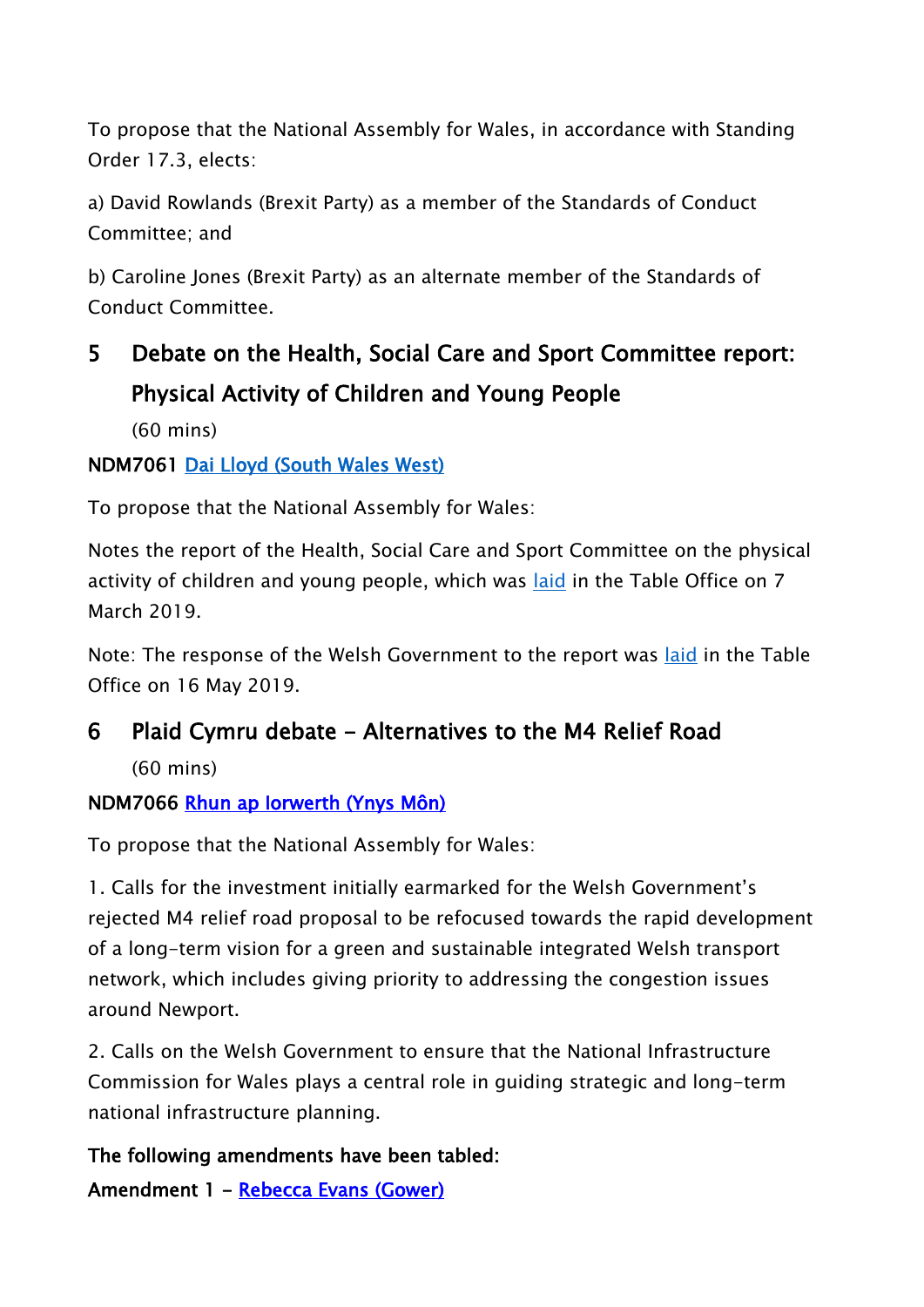To propose that the National Assembly for Wales, in accordance with Standing Order 17.3, elects:

a) David Rowlands (Brexit Party) as a member of the Standards of Conduct Committee; and

b) Caroline Jones (Brexit Party) as an alternate member of the Standards of Conduct Committee.

## 5 Debate on the Health, Social Care and Sport Committee report: Physical Activity of Children and Young People

(60 mins)

**NDM7061 Dai Lloyd (South Wales West)**

To propose that the National Assembly for Wales:

Notes the report of the Health, Social Care and Sport Committee on the physical activity of children and young people, which was laid in the Table Office on 7 March 2019.

Note: The response of the Welsh Government to the report was laid in the Table Office on 16 May 2019.

## 6 Plaid Cymru debate - Alternatives to the M4 Relief Road

(60 mins)

**NDM7066 Rhun ap Iorwerth (Ynys Môn)**

To propose that the National Assembly for Wales:

1. Calls for the investment initially earmarked for the Welsh Government's rejected M4 relief road proposal to be refocused towards the rapid development of a long-term vision for a green and sustainable integrated Welsh transport network, which includes giving priority to addressing the congestion issues around Newport.

2. Calls on the Welsh Government to ensure that the National Infrastructure Commission for Wales plays a central role in guiding strategic and long-term national infrastructure planning.

**The following amendments have been tabled:**

**Amendment 1 - Rebecca Evans (Gower)**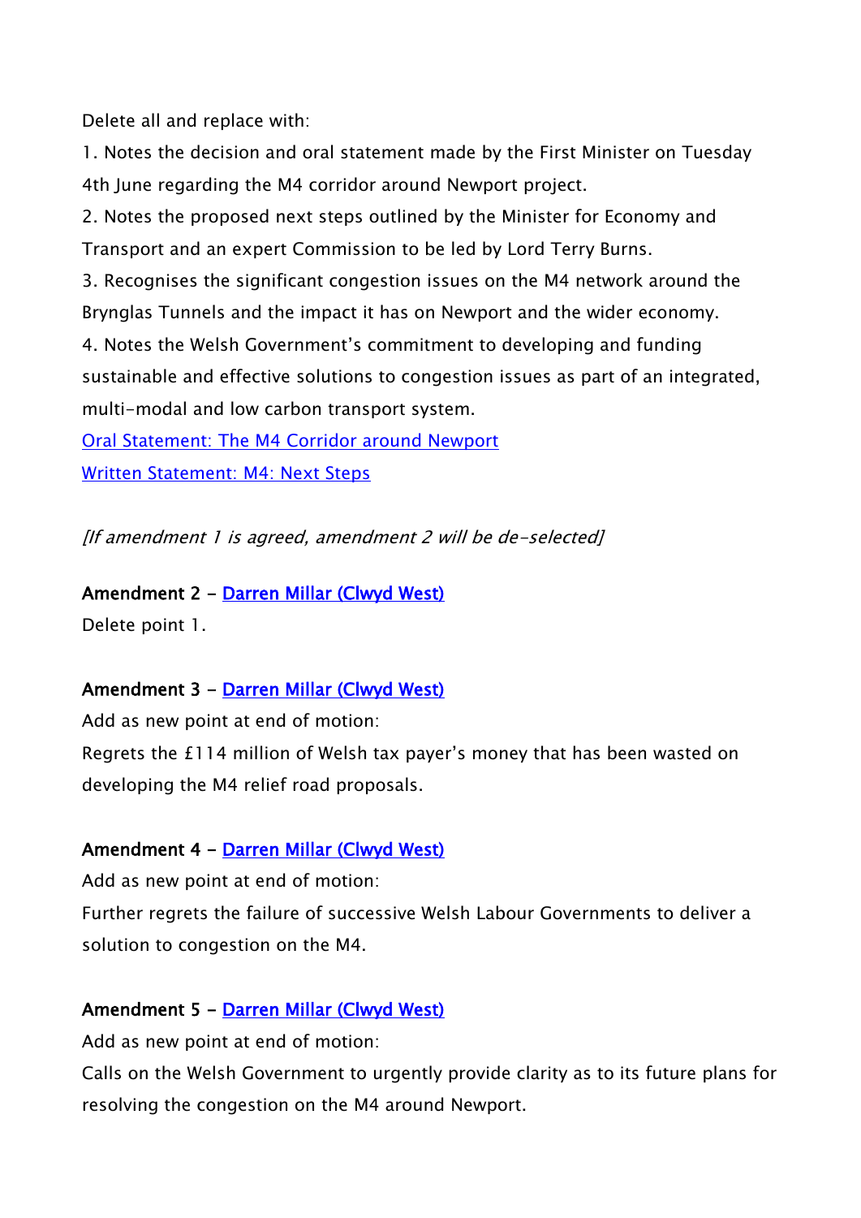Delete all and replace with:

1. Notes the decision and oral statement made by the First Minister on Tuesday 4th June regarding the M4 corridor around Newport project.
2. Notes the proposed next steps outlined by the Minister for Economy and Transport and an expert Commission to be led by Lord Terry Burns.
3. Recognises the significant congestion issues on the M4 network around the Brynglas Tunnels and the impact it has on Newport and the wider economy.
4. Notes the Welsh Government's commitment to developing and funding sustainable and effective solutions to congestion issues as part of an integrated, multi-modal and low carbon transport system.

Oral Statement: The M4 Corridor around Newport

Written Statement: M4: Next Steps

*[If amendment 1 is agreed, amendment 2 will be de-selected]*

**Amendment 2 - Darren Millar (Clwyd West)**

Delete point 1.

**Amendment 3 - Darren Millar (Clwyd West)**

Add as new point at end of motion:

Regrets the £114 million of Welsh tax payer's money that has been wasted on developing the M4 relief road proposals.

**Amendment 4 - Darren Millar (Clwyd West)**

Add as new point at end of motion:

Further regrets the failure of successive Welsh Labour Governments to deliver a solution to congestion on the M4.

**Amendment 5 - Darren Millar (Clwyd West)**

Add as new point at end of motion:

Calls on the Welsh Government to urgently provide clarity as to its future plans for resolving the congestion on the M4 around Newport.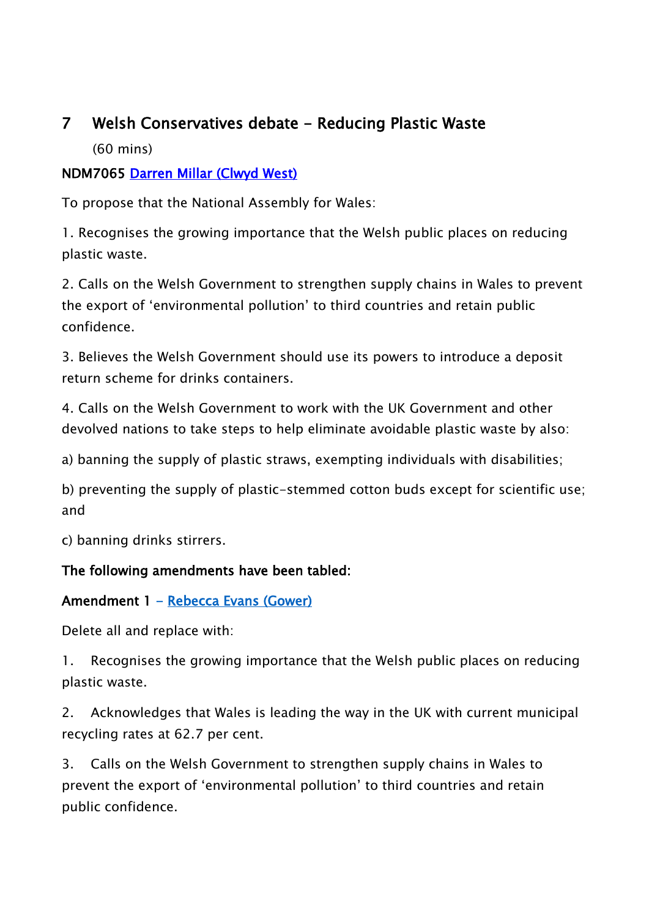## 7 Welsh Conservatives debate - Reducing Plastic Waste

(60 mins)

**NDM7065 Darren Millar (Clwyd West)**

To propose that the National Assembly for Wales:

1. Recognises the growing importance that the Welsh public places on reducing plastic waste.

2. Calls on the Welsh Government to strengthen supply chains in Wales to prevent the export of 'environmental pollution' to third countries and retain public confidence.

3. Believes the Welsh Government should use its powers to introduce a deposit return scheme for drinks containers.

4. Calls on the Welsh Government to work with the UK Government and other devolved nations to take steps to help eliminate avoidable plastic waste by also:

a) banning the supply of plastic straws, exempting individuals with disabilities;

b) preventing the supply of plastic-stemmed cotton buds except for scientific use; and

c) banning drinks stirrers.

**The following amendments have been tabled:**

**Amendment 1 - Rebecca Evans (Gower)**

Delete all and replace with:

1. Recognises the growing importance that the Welsh public places on reducing plastic waste.

2. Acknowledges that Wales is leading the way in the UK with current municipal recycling rates at 62.7 per cent.

3. Calls on the Welsh Government to strengthen supply chains in Wales to prevent the export of 'environmental pollution' to third countries and retain public confidence.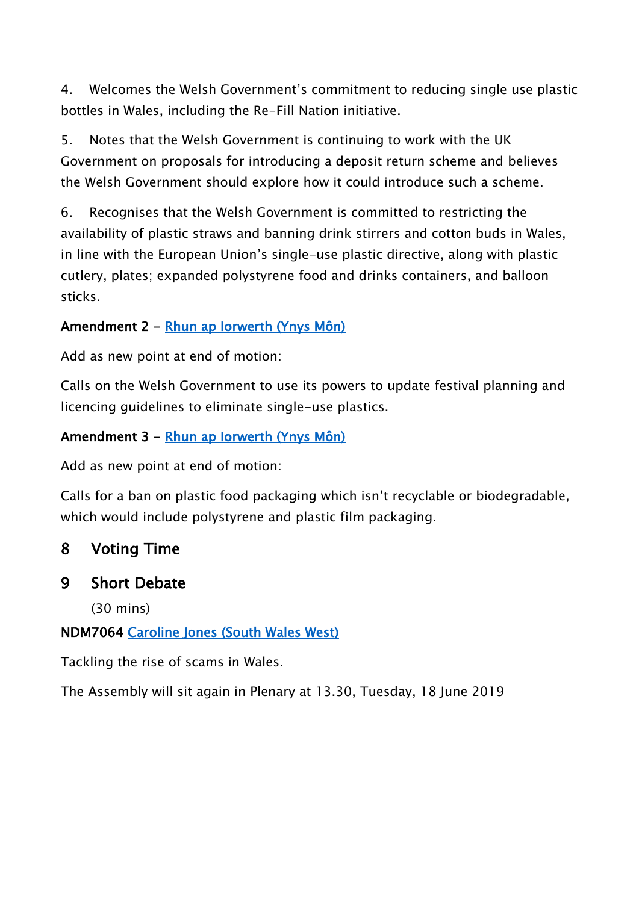4. Welcomes the Welsh Government's commitment to reducing single use plastic bottles in Wales, including the Re-Fill Nation initiative.

5. Notes that the Welsh Government is continuing to work with the UK Government on proposals for introducing a deposit return scheme and believes the Welsh Government should explore how it could introduce such a scheme.

6. Recognises that the Welsh Government is committed to restricting the availability of plastic straws and banning drink stirrers and cotton buds in Wales, in line with the European Union's single-use plastic directive, along with plastic cutlery, plates; expanded polystyrene food and drinks containers, and balloon sticks.

**Amendment 2 - Rhun ap Iorwerth (Ynys Môn)**

Add as new point at end of motion:

Calls on the Welsh Government to use its powers to update festival planning and licencing guidelines to eliminate single-use plastics.

**Amendment 3 - Rhun ap Iorwerth (Ynys Môn)**

Add as new point at end of motion:

Calls for a ban on plastic food packaging which isn't recyclable or biodegradable, which would include polystyrene and plastic film packaging.

## 8 Voting Time

## 9 Short Debate

(30 mins)

**NDM7064 Caroline Jones (South Wales West)**

Tackling the rise of scams in Wales.

The Assembly will sit again in Plenary at 13.30, Tuesday, 18 June 2019